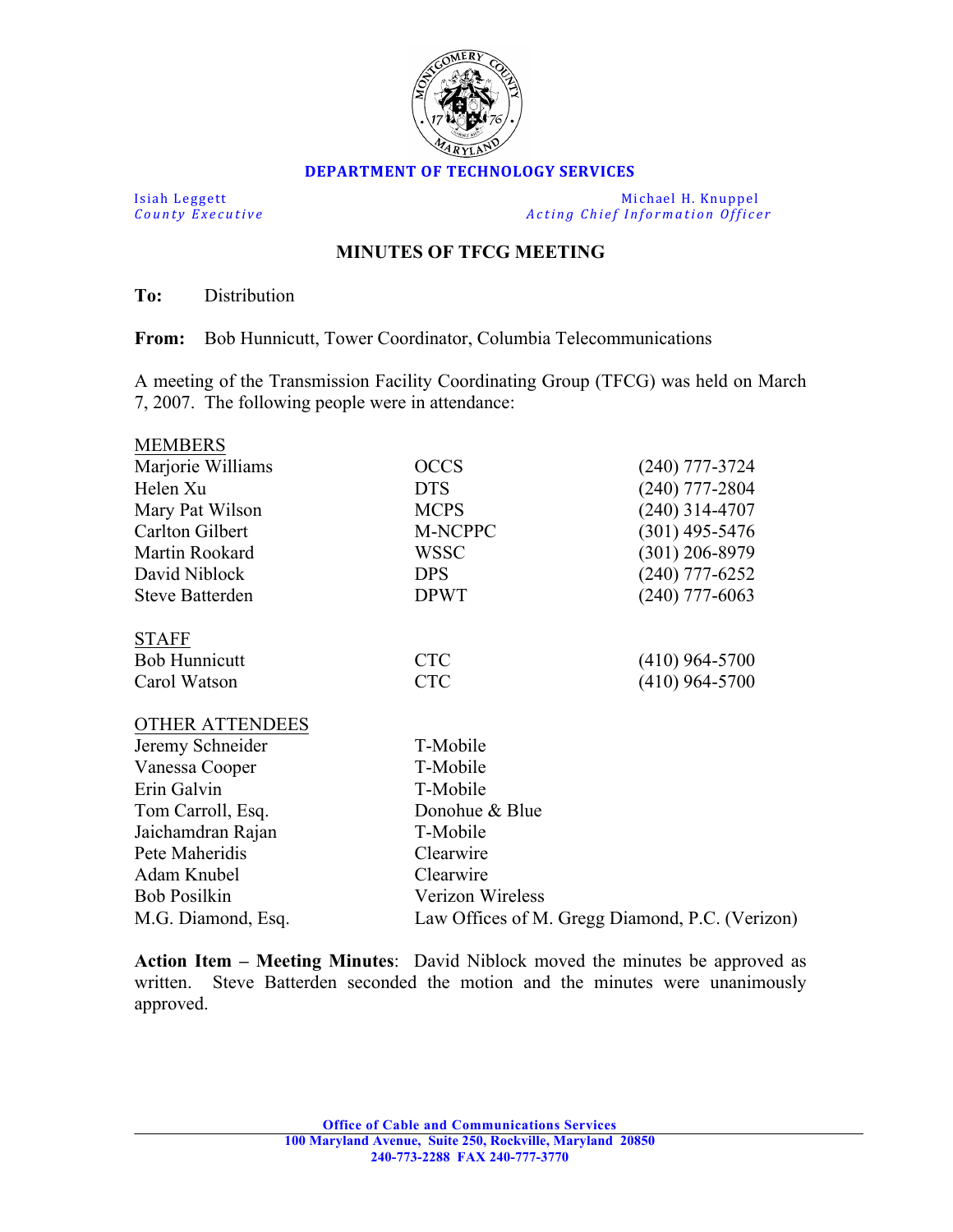**DEPARTMENT OF TECHNOLOGY SERVICES**

Isiah Leggett
*County Executive*

Michael H. Knuppel
*Acting Chief Information Officer*

## MINUTES OF TFCG MEETING

**To:** Distribution

**From:** Bob Hunnicutt, Tower Coordinator, Columbia Telecommunications

A meeting of the Transmission Facility Coordinating Group (TFCG) was held on March 7, 2007. The following people were in attendance:

| MEMBERS | | |
|---|---|---|
| Marjorie Williams | OCCS | (240) 777-3724 |
| Helen Xu | DTS | (240) 777-2804 |
| Mary Pat Wilson | MCPS | (240) 314-4707 |
| Carlton Gilbert | M-NCPPC | (301) 495-5476 |
| Martin Rookard | WSSC | (301) 206-8979 |
| David Niblock | DPS | (240) 777-6252 |
| Steve Batterden | DPWT | (240) 777-6063 |

| STAFF | | |
|---|---|---|
| Bob Hunnicutt | CTC | (410) 964-5700 |
| Carol Watson | CTC | (410) 964-5700 |

| OTHER ATTENDEES | |
|---|---|
| Jeremy Schneider | T-Mobile |
| Vanessa Cooper | T-Mobile |
| Erin Galvin | T-Mobile |
| Tom Carroll, Esq. | Donohue & Blue |
| Jaichamdran Rajan | T-Mobile |
| Pete Maheridis | Clearwire |
| Adam Knubel | Clearwire |
| Bob Posilkin | Verizon Wireless |
| M.G. Diamond, Esq. | Law Offices of M. Gregg Diamond, P.C. (Verizon) |

**Action Item – Meeting Minutes**: David Niblock moved the minutes be approved as written. Steve Batterden seconded the motion and the minutes were unanimously approved.

Office of Cable and Communications Services
100 Maryland Avenue, Suite 250, Rockville, Maryland 20850
240-773-2288 FAX 240-777-3770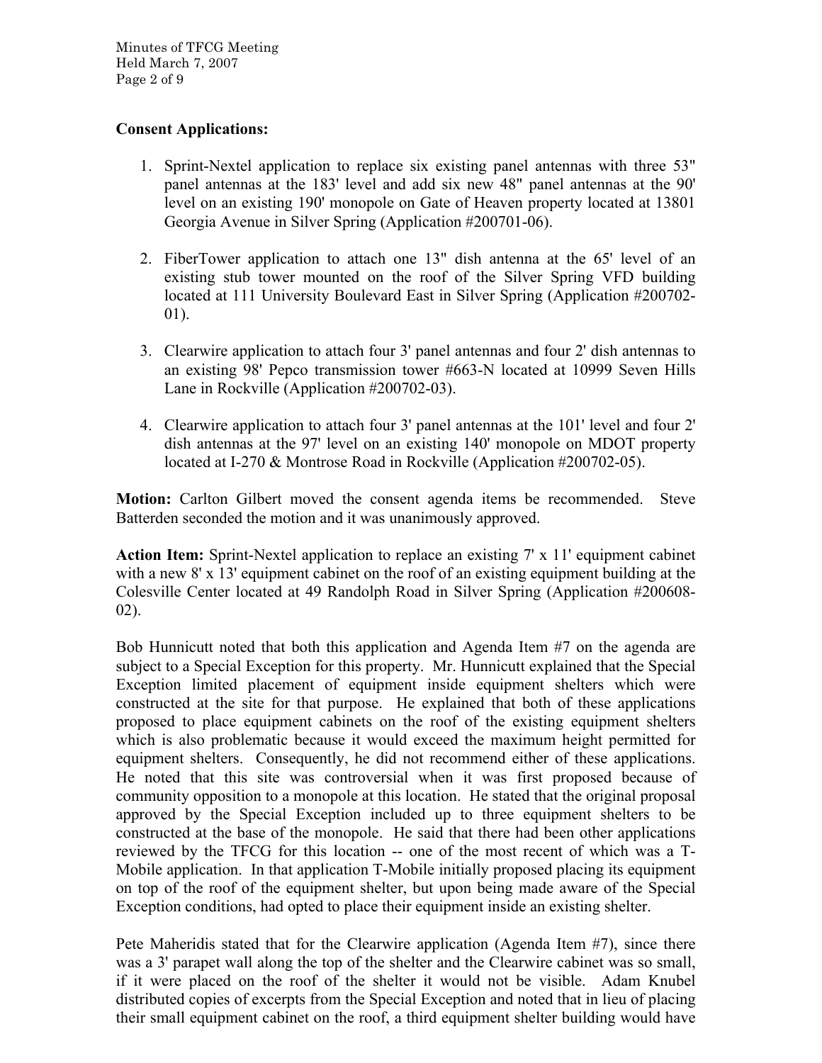**Consent Applications:**

1. Sprint-Nextel application to replace six existing panel antennas with three 53" panel antennas at the 183' level and add six new 48" panel antennas at the 90' level on an existing 190' monopole on Gate of Heaven property located at 13801 Georgia Avenue in Silver Spring (Application #200701-06).

2. FiberTower application to attach one 13" dish antenna at the 65' level of an existing stub tower mounted on the roof of the Silver Spring VFD building located at 111 University Boulevard East in Silver Spring (Application #200702-01).

3. Clearwire application to attach four 3' panel antennas and four 2' dish antennas to an existing 98' Pepco transmission tower #663-N located at 10999 Seven Hills Lane in Rockville (Application #200702-03).

4. Clearwire application to attach four 3' panel antennas at the 101' level and four 2' dish antennas at the 97' level on an existing 140' monopole on MDOT property located at I-270 & Montrose Road in Rockville (Application #200702-05).

**Motion:** Carlton Gilbert moved the consent agenda items be recommended. Steve Batterden seconded the motion and it was unanimously approved.

**Action Item:** Sprint-Nextel application to replace an existing 7' x 11' equipment cabinet with a new 8' x 13' equipment cabinet on the roof of an existing equipment building at the Colesville Center located at 49 Randolph Road in Silver Spring (Application #200608-02).

Bob Hunnicutt noted that both this application and Agenda Item #7 on the agenda are subject to a Special Exception for this property. Mr. Hunnicutt explained that the Special Exception limited placement of equipment inside equipment shelters which were constructed at the site for that purpose. He explained that both of these applications proposed to place equipment cabinets on the roof of the existing equipment shelters which is also problematic because it would exceed the maximum height permitted for equipment shelters. Consequently, he did not recommend either of these applications. He noted that this site was controversial when it was first proposed because of community opposition to a monopole at this location. He stated that the original proposal approved by the Special Exception included up to three equipment shelters to be constructed at the base of the monopole. He said that there had been other applications reviewed by the TFCG for this location -- one of the most recent of which was a T-Mobile application. In that application T-Mobile initially proposed placing its equipment on top of the roof of the equipment shelter, but upon being made aware of the Special Exception conditions, had opted to place their equipment inside an existing shelter.

Pete Maheridis stated that for the Clearwire application (Agenda Item #7), since there was a 3' parapet wall along the top of the shelter and the Clearwire cabinet was so small, if it were placed on the roof of the shelter it would not be visible. Adam Knubel distributed copies of excerpts from the Special Exception and noted that in lieu of placing their small equipment cabinet on the roof, a third equipment shelter building would have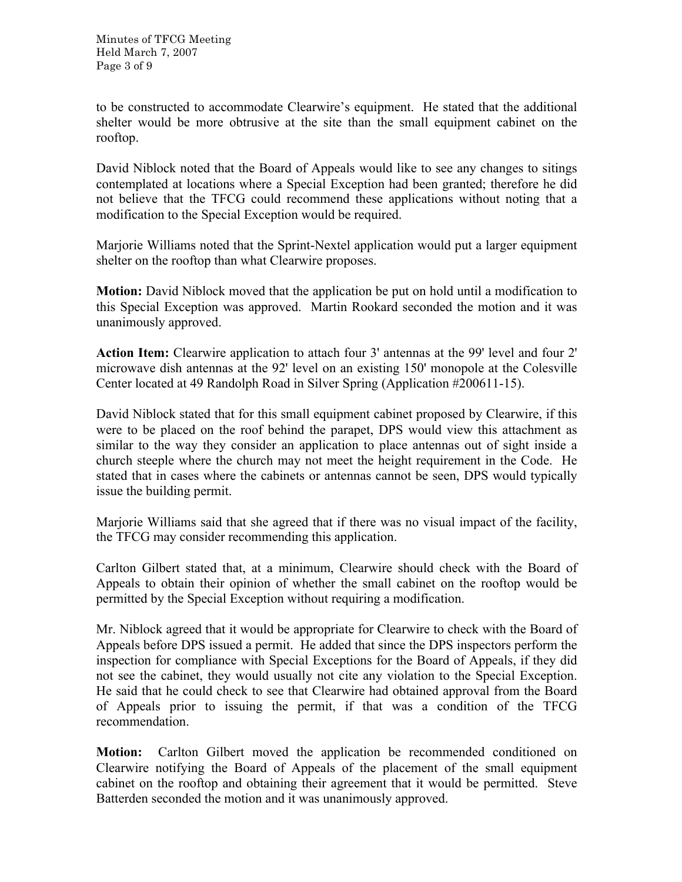to be constructed to accommodate Clearwire's equipment. He stated that the additional shelter would be more obtrusive at the site than the small equipment cabinet on the rooftop.

David Niblock noted that the Board of Appeals would like to see any changes to sitings contemplated at locations where a Special Exception had been granted; therefore he did not believe that the TFCG could recommend these applications without noting that a modification to the Special Exception would be required.

Marjorie Williams noted that the Sprint-Nextel application would put a larger equipment shelter on the rooftop than what Clearwire proposes.

**Motion:** David Niblock moved that the application be put on hold until a modification to this Special Exception was approved. Martin Rookard seconded the motion and it was unanimously approved.

**Action Item:** Clearwire application to attach four 3' antennas at the 99' level and four 2' microwave dish antennas at the 92' level on an existing 150' monopole at the Colesville Center located at 49 Randolph Road in Silver Spring (Application #200611-15).

David Niblock stated that for this small equipment cabinet proposed by Clearwire, if this were to be placed on the roof behind the parapet, DPS would view this attachment as similar to the way they consider an application to place antennas out of sight inside a church steeple where the church may not meet the height requirement in the Code. He stated that in cases where the cabinets or antennas cannot be seen, DPS would typically issue the building permit.

Marjorie Williams said that she agreed that if there was no visual impact of the facility, the TFCG may consider recommending this application.

Carlton Gilbert stated that, at a minimum, Clearwire should check with the Board of Appeals to obtain their opinion of whether the small cabinet on the rooftop would be permitted by the Special Exception without requiring a modification.

Mr. Niblock agreed that it would be appropriate for Clearwire to check with the Board of Appeals before DPS issued a permit. He added that since the DPS inspectors perform the inspection for compliance with Special Exceptions for the Board of Appeals, if they did not see the cabinet, they would usually not cite any violation to the Special Exception. He said that he could check to see that Clearwire had obtained approval from the Board of Appeals prior to issuing the permit, if that was a condition of the TFCG recommendation.

**Motion:** Carlton Gilbert moved the application be recommended conditioned on Clearwire notifying the Board of Appeals of the placement of the small equipment cabinet on the rooftop and obtaining their agreement that it would be permitted. Steve Batterden seconded the motion and it was unanimously approved.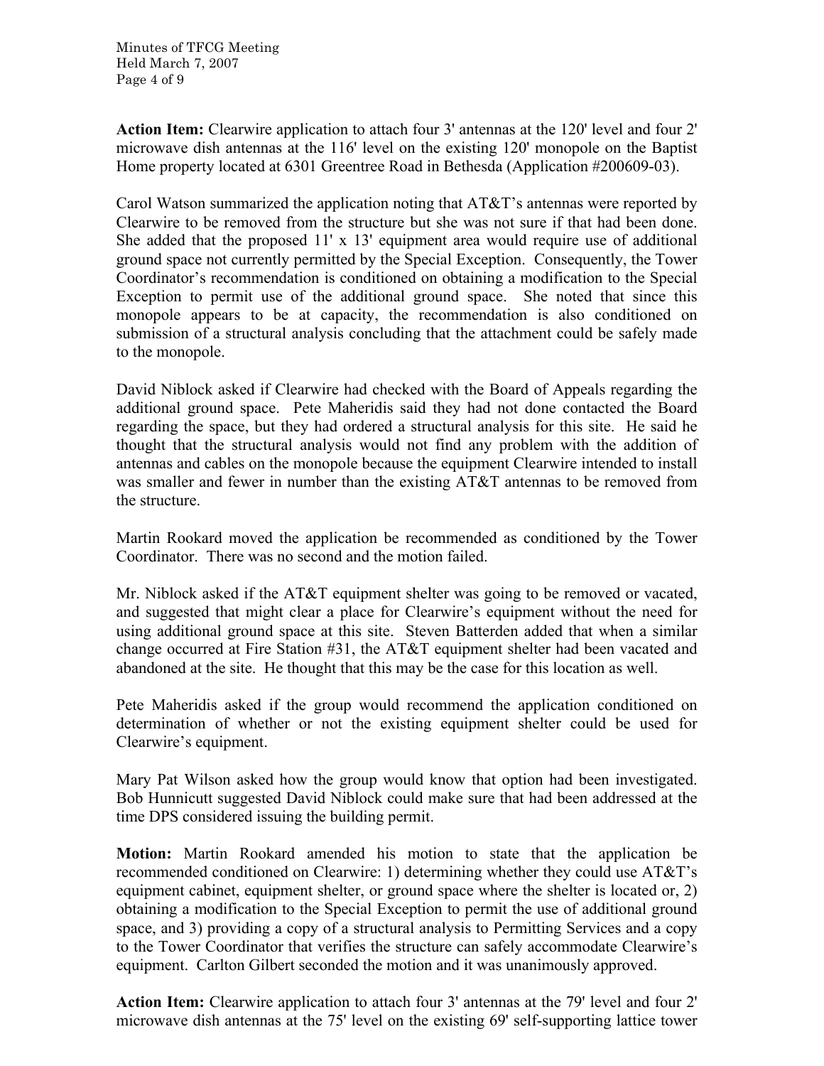**Action Item:** Clearwire application to attach four 3' antennas at the 120' level and four 2' microwave dish antennas at the 116' level on the existing 120' monopole on the Baptist Home property located at 6301 Greentree Road in Bethesda (Application #200609-03).

Carol Watson summarized the application noting that AT&T's antennas were reported by Clearwire to be removed from the structure but she was not sure if that had been done. She added that the proposed 11' x 13' equipment area would require use of additional ground space not currently permitted by the Special Exception. Consequently, the Tower Coordinator's recommendation is conditioned on obtaining a modification to the Special Exception to permit use of the additional ground space. She noted that since this monopole appears to be at capacity, the recommendation is also conditioned on submission of a structural analysis concluding that the attachment could be safely made to the monopole.

David Niblock asked if Clearwire had checked with the Board of Appeals regarding the additional ground space. Pete Maheridis said they had not done contacted the Board regarding the space, but they had ordered a structural analysis for this site. He said he thought that the structural analysis would not find any problem with the addition of antennas and cables on the monopole because the equipment Clearwire intended to install was smaller and fewer in number than the existing AT&T antennas to be removed from the structure.

Martin Rookard moved the application be recommended as conditioned by the Tower Coordinator. There was no second and the motion failed.

Mr. Niblock asked if the AT&T equipment shelter was going to be removed or vacated, and suggested that might clear a place for Clearwire's equipment without the need for using additional ground space at this site. Steven Batterden added that when a similar change occurred at Fire Station #31, the AT&T equipment shelter had been vacated and abandoned at the site. He thought that this may be the case for this location as well.

Pete Maheridis asked if the group would recommend the application conditioned on determination of whether or not the existing equipment shelter could be used for Clearwire's equipment.

Mary Pat Wilson asked how the group would know that option had been investigated. Bob Hunnicutt suggested David Niblock could make sure that had been addressed at the time DPS considered issuing the building permit.

**Motion:** Martin Rookard amended his motion to state that the application be recommended conditioned on Clearwire: 1) determining whether they could use AT&T's equipment cabinet, equipment shelter, or ground space where the shelter is located or, 2) obtaining a modification to the Special Exception to permit the use of additional ground space, and 3) providing a copy of a structural analysis to Permitting Services and a copy to the Tower Coordinator that verifies the structure can safely accommodate Clearwire's equipment. Carlton Gilbert seconded the motion and it was unanimously approved.

**Action Item:** Clearwire application to attach four 3' antennas at the 79' level and four 2' microwave dish antennas at the 75' level on the existing 69' self-supporting lattice tower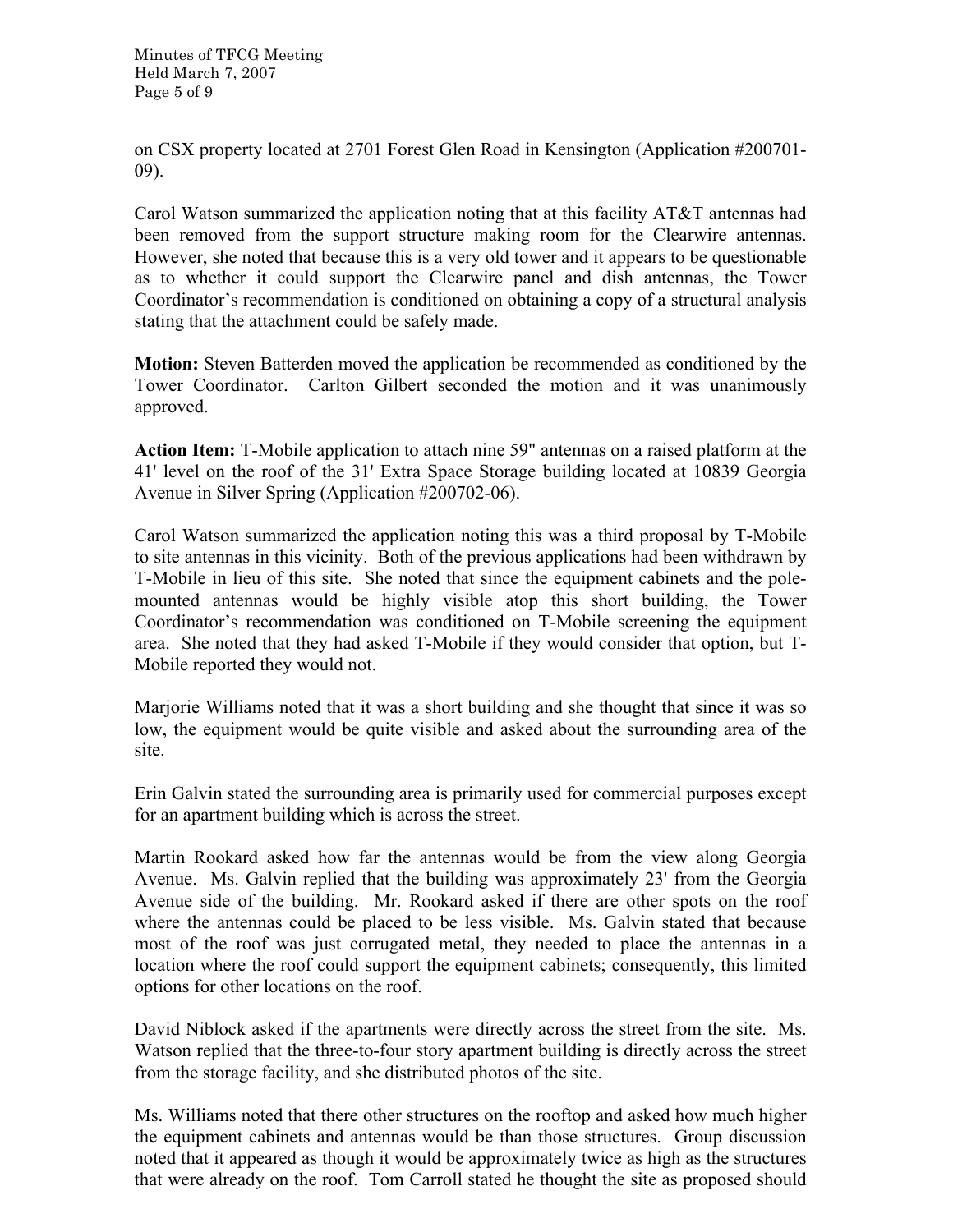on CSX property located at 2701 Forest Glen Road in Kensington (Application #200701-09).

Carol Watson summarized the application noting that at this facility AT&T antennas had been removed from the support structure making room for the Clearwire antennas. However, she noted that because this is a very old tower and it appears to be questionable as to whether it could support the Clearwire panel and dish antennas, the Tower Coordinator's recommendation is conditioned on obtaining a copy of a structural analysis stating that the attachment could be safely made.

**Motion:** Steven Batterden moved the application be recommended as conditioned by the Tower Coordinator. Carlton Gilbert seconded the motion and it was unanimously approved.

**Action Item:** T-Mobile application to attach nine 59" antennas on a raised platform at the 41' level on the roof of the 31' Extra Space Storage building located at 10839 Georgia Avenue in Silver Spring (Application #200702-06).

Carol Watson summarized the application noting this was a third proposal by T-Mobile to site antennas in this vicinity. Both of the previous applications had been withdrawn by T-Mobile in lieu of this site. She noted that since the equipment cabinets and the pole-mounted antennas would be highly visible atop this short building, the Tower Coordinator's recommendation was conditioned on T-Mobile screening the equipment area. She noted that they had asked T-Mobile if they would consider that option, but T-Mobile reported they would not.

Marjorie Williams noted that it was a short building and she thought that since it was so low, the equipment would be quite visible and asked about the surrounding area of the site.

Erin Galvin stated the surrounding area is primarily used for commercial purposes except for an apartment building which is across the street.

Martin Rookard asked how far the antennas would be from the view along Georgia Avenue. Ms. Galvin replied that the building was approximately 23' from the Georgia Avenue side of the building. Mr. Rookard asked if there are other spots on the roof where the antennas could be placed to be less visible. Ms. Galvin stated that because most of the roof was just corrugated metal, they needed to place the antennas in a location where the roof could support the equipment cabinets; consequently, this limited options for other locations on the roof.

David Niblock asked if the apartments were directly across the street from the site. Ms. Watson replied that the three-to-four story apartment building is directly across the street from the storage facility, and she distributed photos of the site.

Ms. Williams noted that there other structures on the rooftop and asked how much higher the equipment cabinets and antennas would be than those structures. Group discussion noted that it appeared as though it would be approximately twice as high as the structures that were already on the roof. Tom Carroll stated he thought the site as proposed should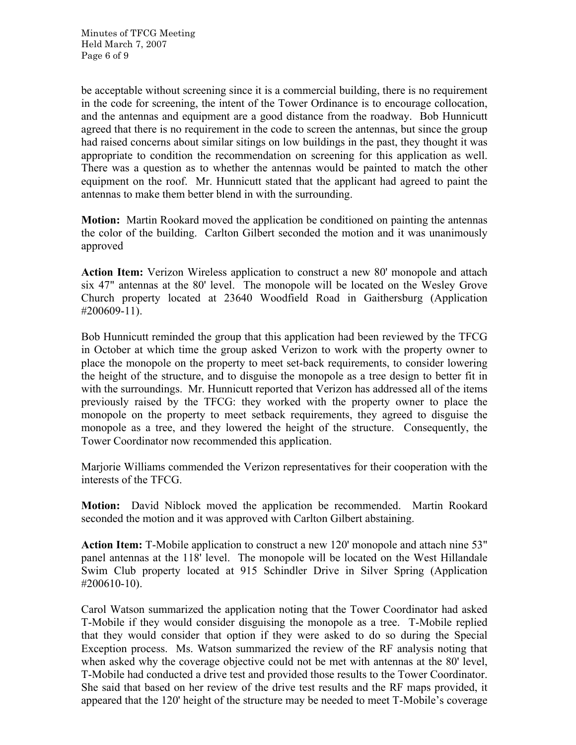be acceptable without screening since it is a commercial building, there is no requirement in the code for screening, the intent of the Tower Ordinance is to encourage collocation, and the antennas and equipment are a good distance from the roadway. Bob Hunnicutt agreed that there is no requirement in the code to screen the antennas, but since the group had raised concerns about similar sitings on low buildings in the past, they thought it was appropriate to condition the recommendation on screening for this application as well. There was a question as to whether the antennas would be painted to match the other equipment on the roof. Mr. Hunnicutt stated that the applicant had agreed to paint the antennas to make them better blend in with the surrounding.

**Motion:** Martin Rookard moved the application be conditioned on painting the antennas the color of the building. Carlton Gilbert seconded the motion and it was unanimously approved

**Action Item:** Verizon Wireless application to construct a new 80' monopole and attach six 47" antennas at the 80' level. The monopole will be located on the Wesley Grove Church property located at 23640 Woodfield Road in Gaithersburg (Application #200609-11).

Bob Hunnicutt reminded the group that this application had been reviewed by the TFCG in October at which time the group asked Verizon to work with the property owner to place the monopole on the property to meet set-back requirements, to consider lowering the height of the structure, and to disguise the monopole as a tree design to better fit in with the surroundings. Mr. Hunnicutt reported that Verizon has addressed all of the items previously raised by the TFCG: they worked with the property owner to place the monopole on the property to meet setback requirements, they agreed to disguise the monopole as a tree, and they lowered the height of the structure. Consequently, the Tower Coordinator now recommended this application.

Marjorie Williams commended the Verizon representatives for their cooperation with the interests of the TFCG.

**Motion:** David Niblock moved the application be recommended. Martin Rookard seconded the motion and it was approved with Carlton Gilbert abstaining.

**Action Item:** T-Mobile application to construct a new 120' monopole and attach nine 53" panel antennas at the 118' level. The monopole will be located on the West Hillandale Swim Club property located at 915 Schindler Drive in Silver Spring (Application #200610-10).

Carol Watson summarized the application noting that the Tower Coordinator had asked T-Mobile if they would consider disguising the monopole as a tree. T-Mobile replied that they would consider that option if they were asked to do so during the Special Exception process. Ms. Watson summarized the review of the RF analysis noting that when asked why the coverage objective could not be met with antennas at the 80' level, T-Mobile had conducted a drive test and provided those results to the Tower Coordinator. She said that based on her review of the drive test results and the RF maps provided, it appeared that the 120' height of the structure may be needed to meet T-Mobile's coverage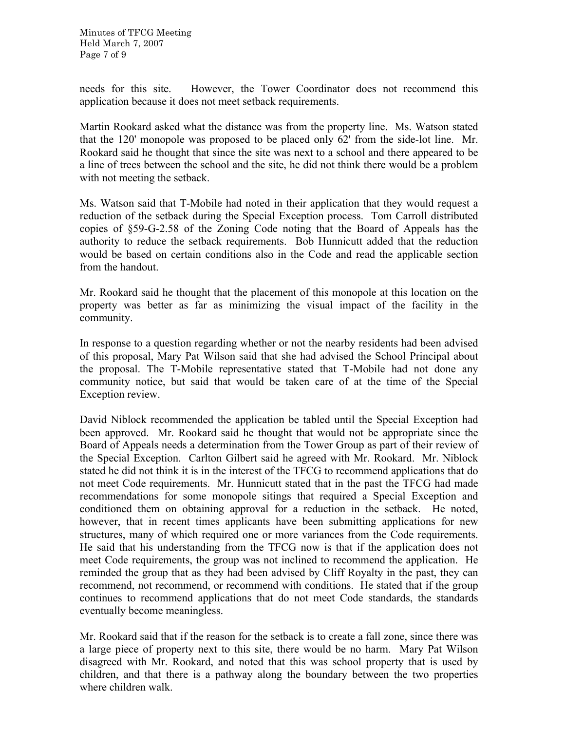needs for this site. However, the Tower Coordinator does not recommend this application because it does not meet setback requirements.

Martin Rookard asked what the distance was from the property line. Ms. Watson stated that the 120' monopole was proposed to be placed only 62' from the side-lot line. Mr. Rookard said he thought that since the site was next to a school and there appeared to be a line of trees between the school and the site, he did not think there would be a problem with not meeting the setback.

Ms. Watson said that T-Mobile had noted in their application that they would request a reduction of the setback during the Special Exception process. Tom Carroll distributed copies of §59-G-2.58 of the Zoning Code noting that the Board of Appeals has the authority to reduce the setback requirements. Bob Hunnicutt added that the reduction would be based on certain conditions also in the Code and read the applicable section from the handout.

Mr. Rookard said he thought that the placement of this monopole at this location on the property was better as far as minimizing the visual impact of the facility in the community.

In response to a question regarding whether or not the nearby residents had been advised of this proposal, Mary Pat Wilson said that she had advised the School Principal about the proposal. The T-Mobile representative stated that T-Mobile had not done any community notice, but said that would be taken care of at the time of the Special Exception review.

David Niblock recommended the application be tabled until the Special Exception had been approved. Mr. Rookard said he thought that would not be appropriate since the Board of Appeals needs a determination from the Tower Group as part of their review of the Special Exception. Carlton Gilbert said he agreed with Mr. Rookard. Mr. Niblock stated he did not think it is in the interest of the TFCG to recommend applications that do not meet Code requirements. Mr. Hunnicutt stated that in the past the TFCG had made recommendations for some monopole sitings that required a Special Exception and conditioned them on obtaining approval for a reduction in the setback. He noted, however, that in recent times applicants have been submitting applications for new structures, many of which required one or more variances from the Code requirements. He said that his understanding from the TFCG now is that if the application does not meet Code requirements, the group was not inclined to recommend the application. He reminded the group that as they had been advised by Cliff Royalty in the past, they can recommend, not recommend, or recommend with conditions. He stated that if the group continues to recommend applications that do not meet Code standards, the standards eventually become meaningless.

Mr. Rookard said that if the reason for the setback is to create a fall zone, since there was a large piece of property next to this site, there would be no harm. Mary Pat Wilson disagreed with Mr. Rookard, and noted that this was school property that is used by children, and that there is a pathway along the boundary between the two properties where children walk.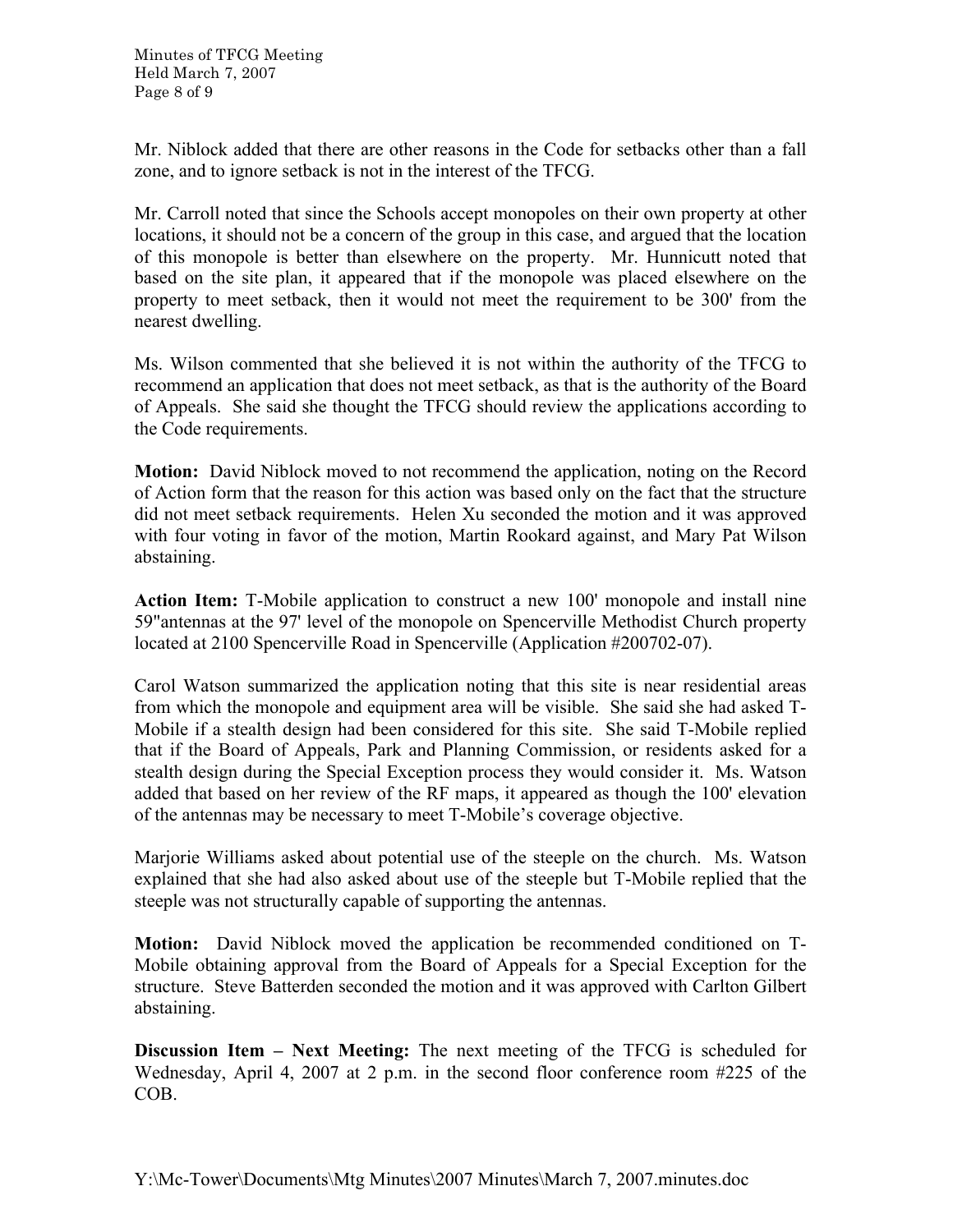Mr. Niblock added that there are other reasons in the Code for setbacks other than a fall zone, and to ignore setback is not in the interest of the TFCG.

Mr. Carroll noted that since the Schools accept monopoles on their own property at other locations, it should not be a concern of the group in this case, and argued that the location of this monopole is better than elsewhere on the property. Mr. Hunnicutt noted that based on the site plan, it appeared that if the monopole was placed elsewhere on the property to meet setback, then it would not meet the requirement to be 300' from the nearest dwelling.

Ms. Wilson commented that she believed it is not within the authority of the TFCG to recommend an application that does not meet setback, as that is the authority of the Board of Appeals. She said she thought the TFCG should review the applications according to the Code requirements.

**Motion:** David Niblock moved to not recommend the application, noting on the Record of Action form that the reason for this action was based only on the fact that the structure did not meet setback requirements. Helen Xu seconded the motion and it was approved with four voting in favor of the motion, Martin Rookard against, and Mary Pat Wilson abstaining.

**Action Item:** T-Mobile application to construct a new 100' monopole and install nine 59"antennas at the 97' level of the monopole on Spencerville Methodist Church property located at 2100 Spencerville Road in Spencerville (Application #200702-07).

Carol Watson summarized the application noting that this site is near residential areas from which the monopole and equipment area will be visible. She said she had asked T-Mobile if a stealth design had been considered for this site. She said T-Mobile replied that if the Board of Appeals, Park and Planning Commission, or residents asked for a stealth design during the Special Exception process they would consider it. Ms. Watson added that based on her review of the RF maps, it appeared as though the 100' elevation of the antennas may be necessary to meet T-Mobile's coverage objective.

Marjorie Williams asked about potential use of the steeple on the church. Ms. Watson explained that she had also asked about use of the steeple but T-Mobile replied that the steeple was not structurally capable of supporting the antennas.

**Motion:** David Niblock moved the application be recommended conditioned on T-Mobile obtaining approval from the Board of Appeals for a Special Exception for the structure. Steve Batterden seconded the motion and it was approved with Carlton Gilbert abstaining.

**Discussion Item – Next Meeting:** The next meeting of the TFCG is scheduled for Wednesday, April 4, 2007 at 2 p.m. in the second floor conference room #225 of the COB.

Y:\Mc-Tower\Documents\Mtg Minutes\2007 Minutes\March 7, 2007.minutes.doc